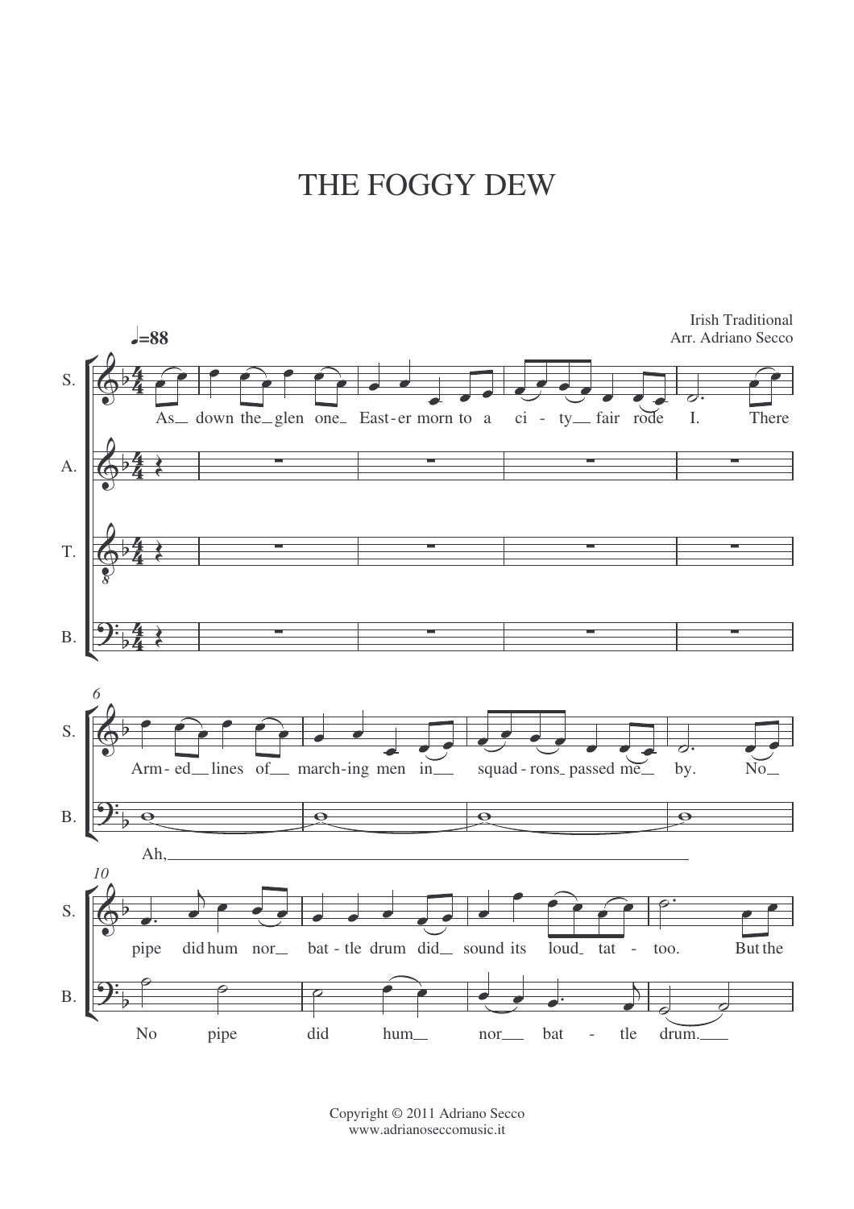# THE FOGGY DEW

Irish Traditional
Arr. Adriano Secco

Copyright © 2011 Adriano Secco
www.adrianoseccomusic.it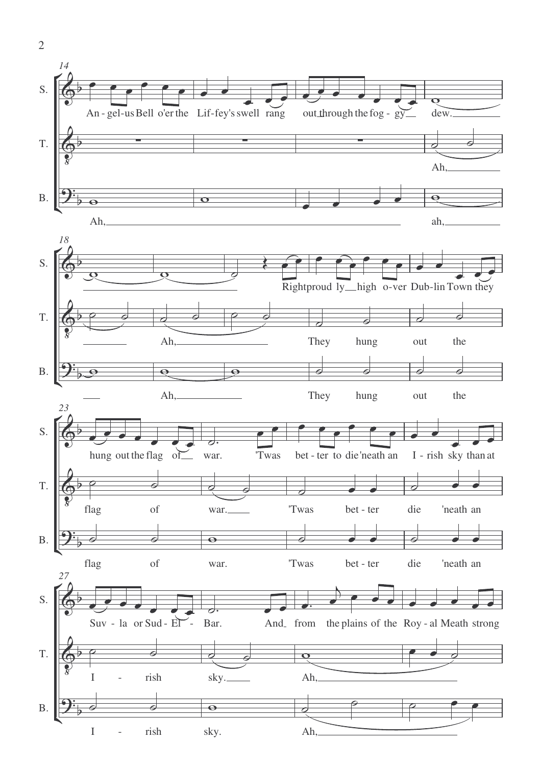14

S. An - gel-us Bell o'er the Lif-fey's swell rang out through the fog - gy dew.

T. Ah,

B. Ah, ah,

18

S. Right proud ly high o-ver Dub-lin Town they

T. Ah, They hung out the

B. Ah, They hung out the

23

S. hung out the flag of war. 'Twas bet - ter to die 'neath an I - rish sky than at

T. flag of war. 'Twas bet - ter die 'neath an

B. flag of war. 'Twas bet - ter die 'neath an

27

S. Suv - la or Sud - El - Bar. And from the plains of the Roy - al Meath strong

T. I - rish sky. Ah,

B. I - rish sky. Ah,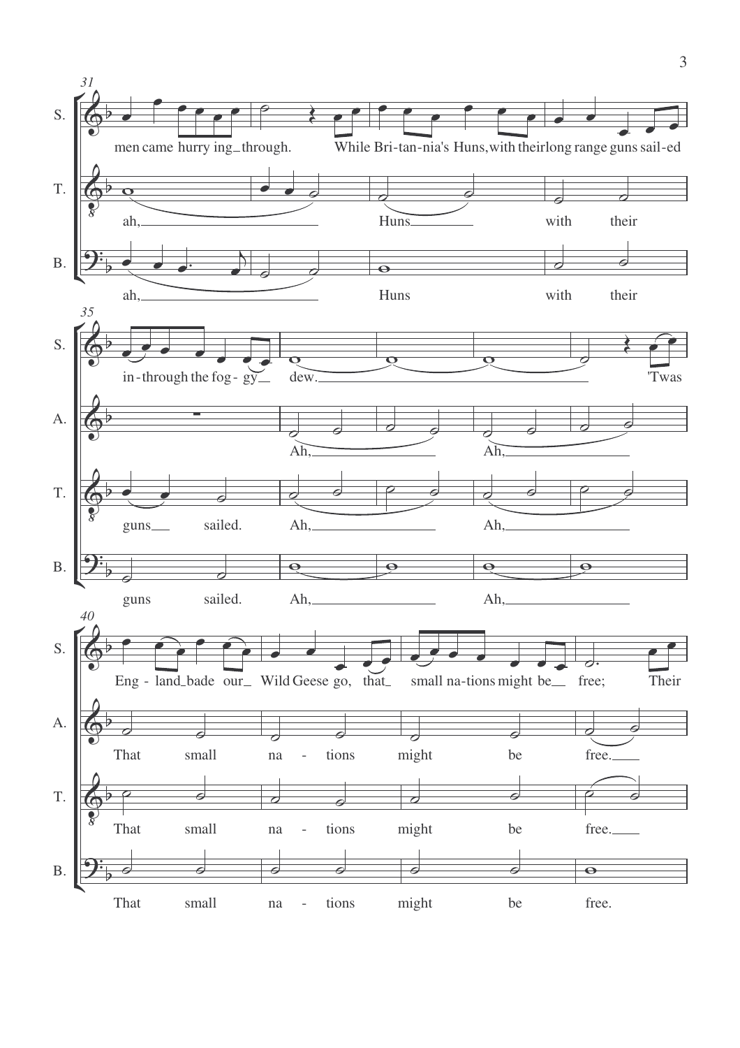S. men came hurry ing through. While Bri-tan-nia's Huns, with their long range guns sail-ed

T. ah, Huns with their

B. ah, Huns with their

S. in-through the fog - gy dew. 'Twas

A. Ah, Ah,

T. guns sailed. Ah, Ah,

B. guns sailed. Ah, Ah,

S. Eng - land bade our Wild Geese go, that small na-tions might be free; Their

A. That small na - tions might be free.

T. That small na - tions might be free.

B. That small na - tions might be free.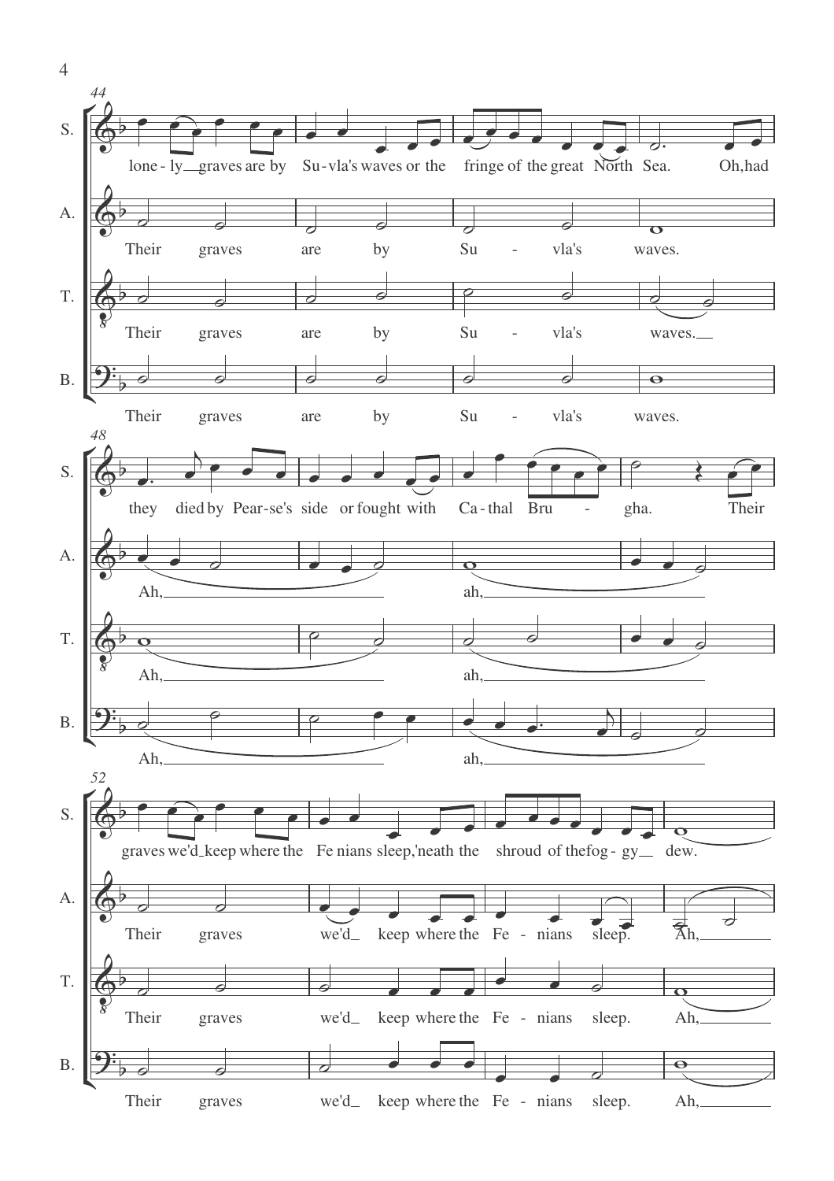44

S. lone - ly graves are by Su - vla's waves or the fringe of the great North Sea. Oh, had

A. Their graves are by Su - vla's waves.

T. Their graves are by Su - vla's waves.

B. Their graves are by Su - vla's waves.

48

S. they died by Pear - se's side or fought with Ca - thal Bru - gha. Their

A. Ah, ah,

T. Ah, ah,

B. Ah, ah,

52

S. graves we'd keep where the Fe nians sleep, 'neath the shroud of the fog - gy dew.

A. Their graves we'd keep where the Fe - nians sleep. Ah,

T. Their graves we'd keep where the Fe - nians sleep. Ah,

B. Their graves we'd keep where the Fe - nians sleep. Ah,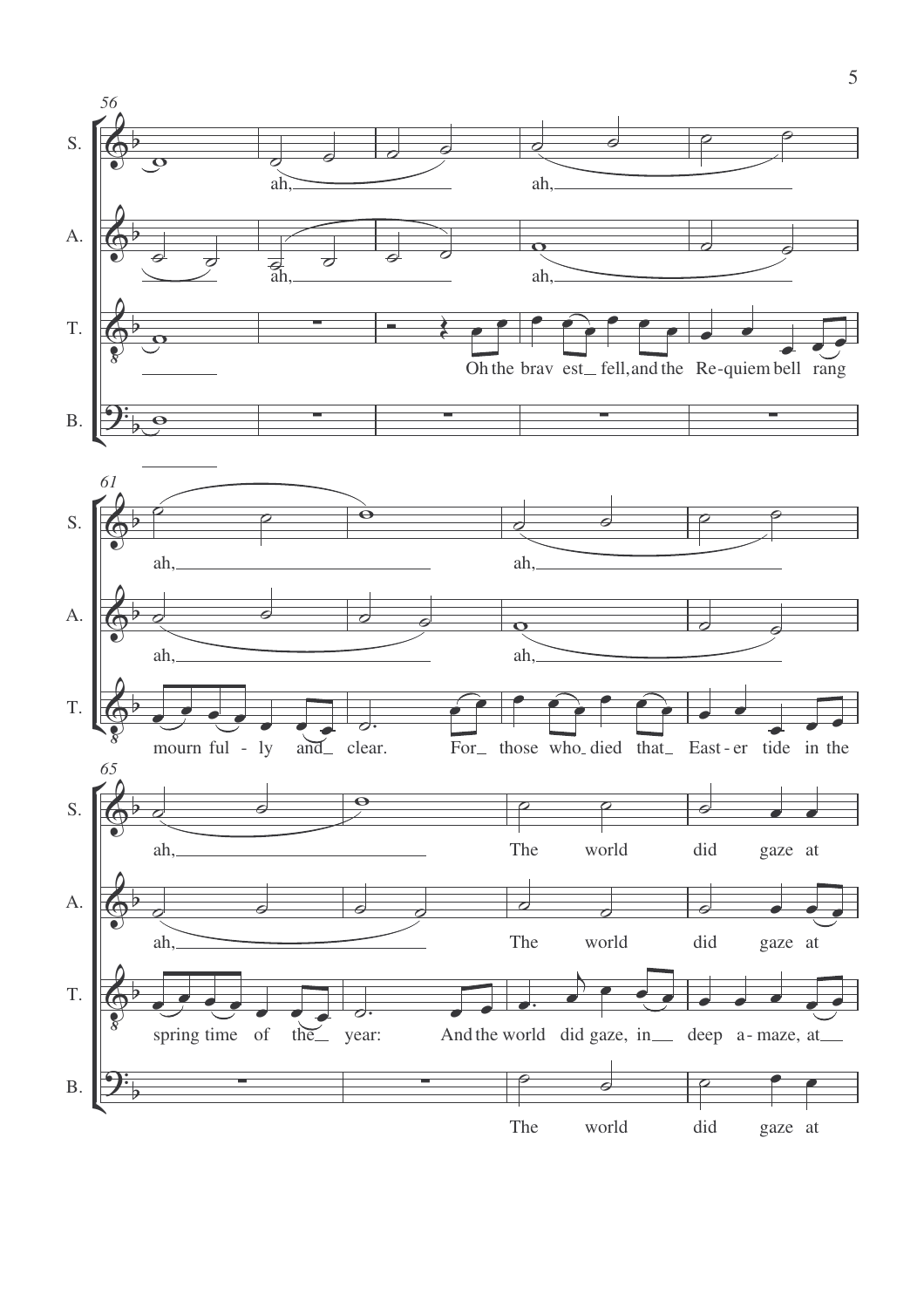56

S.

ah, ah,

A.

ah, ah,

T.

Oh the brav est fell, and the Re-quiem bell rang

B.

61

S.

ah, ah,

A.

ah, ah,

T.

mourn ful - ly and clear. For those who died that East - er tide in the

65

S.

ah, The world did gaze at

A.

ah, The world did gaze at

T.

spring time of the year: And the world did gaze, in deep a - maze, at

B.

The world did gaze at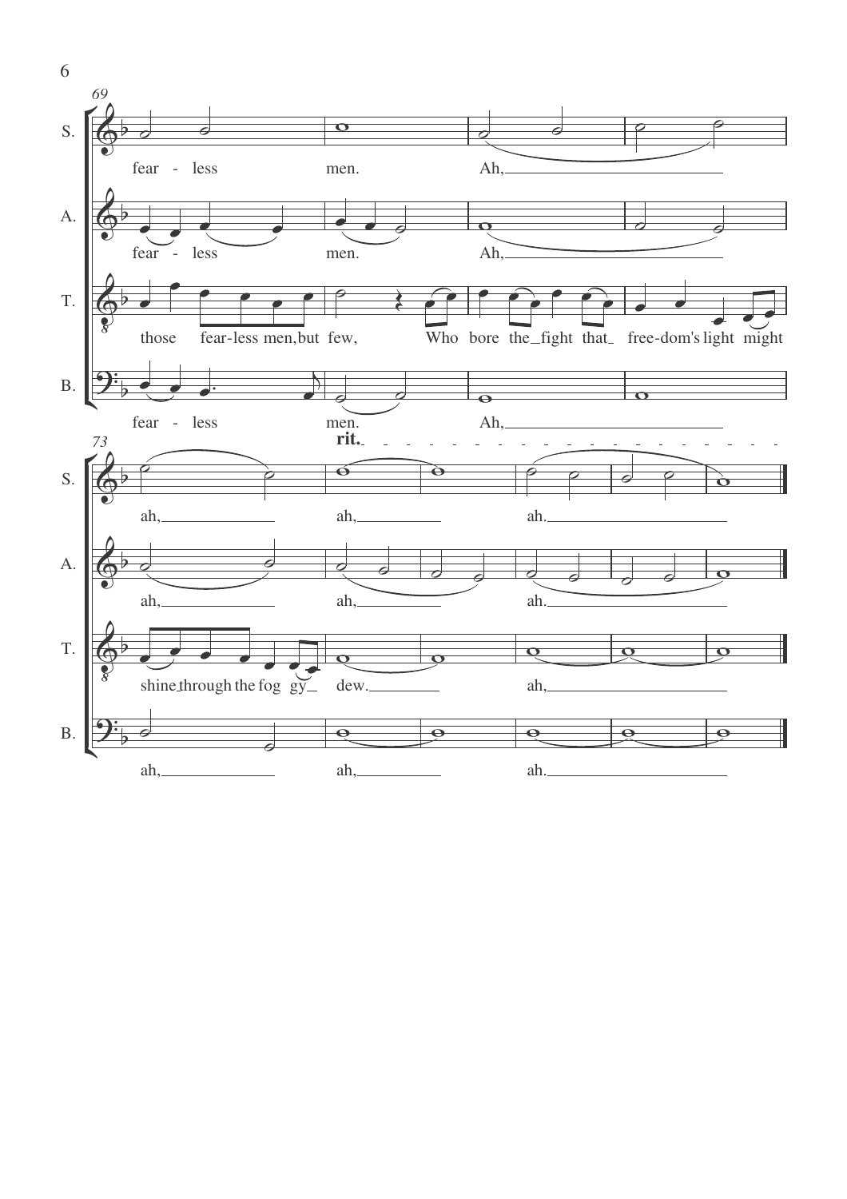69

S. fear - less men. Ah,

A. fear - less men. Ah,

T. those fear-less men, but few, Who bore the fight that free-dom's light might

B. fear - less men. Ah,

73

rit.

S. ah, ah, ah.

A. ah, ah, ah.

T. shine through the fog gy dew. ah,

B. ah, ah, ah.